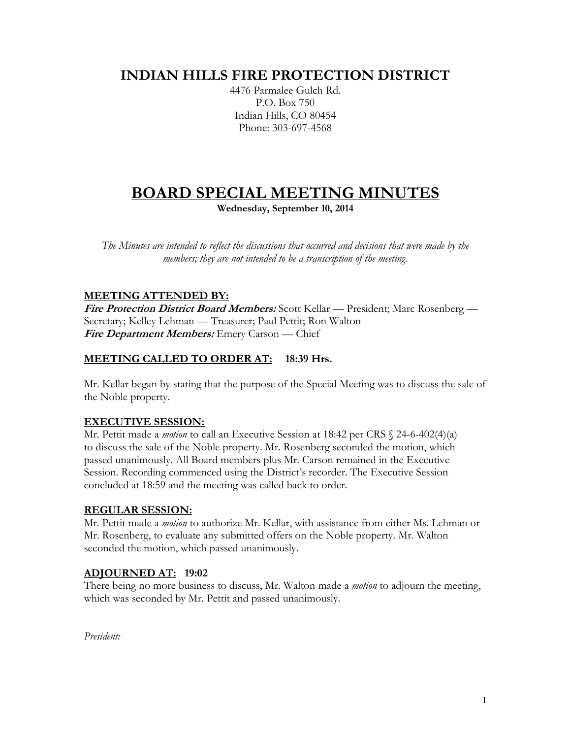# INDIAN HILLS FIRE PROTECTION DISTRICT

4476 Parmalee Gulch Rd.
P.O. Box 750
Indian Hills, CO 80454
Phone: 303-697-4568

# BOARD SPECIAL MEETING MINUTES

**Wednesday, September 10, 2014**

*The Minutes are intended to reflect the discussions that occurred and decisions that were made by the members; they are not intended to be a transcription of the meeting.*

## MEETING ATTENDED BY:

***Fire Protection District Board Members:*** Scott Kellar — President; Marc Rosenberg — Secretary; Kelley Lehman — Treasurer; Paul Pettit; Ron Walton
***Fire Department Members:*** Emery Carson — Chief

## MEETING CALLED TO ORDER AT: 18:39 Hrs.

Mr. Kellar began by stating that the purpose of the Special Meeting was to discuss the sale of the Noble property.

## EXECUTIVE SESSION:

Mr. Pettit made a *motion* to call an Executive Session at 18:42 per CRS § 24-6-402(4)(a) to discuss the sale of the Noble property. Mr. Rosenberg seconded the motion, which passed unanimously. All Board members plus Mr. Carson remained in the Executive Session. Recording commenced using the District's recorder. The Executive Session concluded at 18:59 and the meeting was called back to order.

## REGULAR SESSION:

Mr. Pettit made a *motion* to authorize Mr. Kellar, with assistance from either Ms. Lehman or Mr. Rosenberg, to evaluate any submitted offers on the Noble property. Mr. Walton seconded the motion, which passed unanimously.

## ADJOURNED AT: 19:02

There being no more business to discuss, Mr. Walton made a *motion* to adjourn the meeting, which was seconded by Mr. Pettit and passed unanimously.

*President:*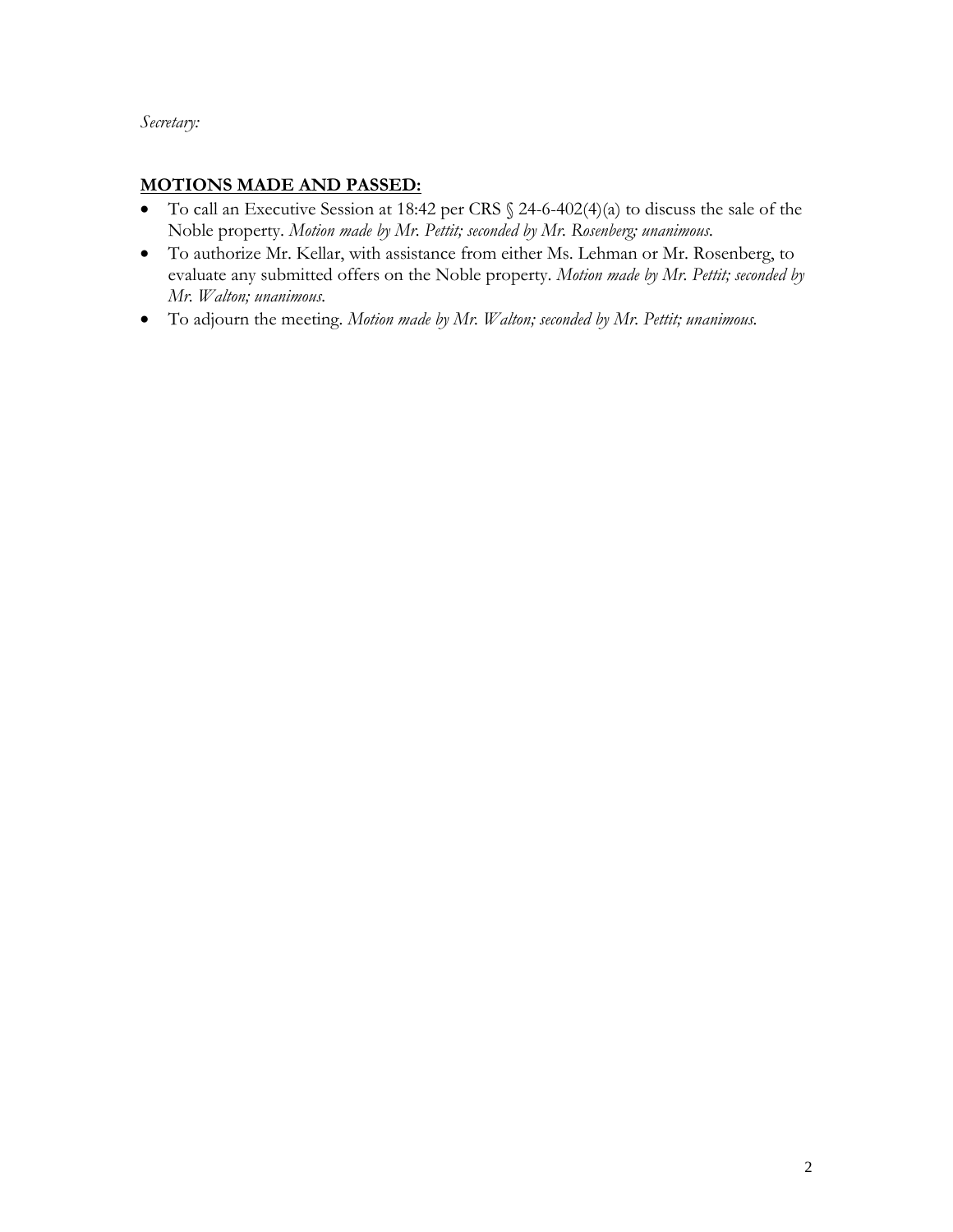*Secretary:*

## MOTIONS MADE AND PASSED:

- To call an Executive Session at 18:42 per CRS § 24-6-402(4)(a) to discuss the sale of the Noble property. *Motion made by Mr. Pettit; seconded by Mr. Rosenberg; unanimous.*
- To authorize Mr. Kellar, with assistance from either Ms. Lehman or Mr. Rosenberg, to evaluate any submitted offers on the Noble property. *Motion made by Mr. Pettit; seconded by Mr. Walton; unanimous.*
- To adjourn the meeting. *Motion made by Mr. Walton; seconded by Mr. Pettit; unanimous.*